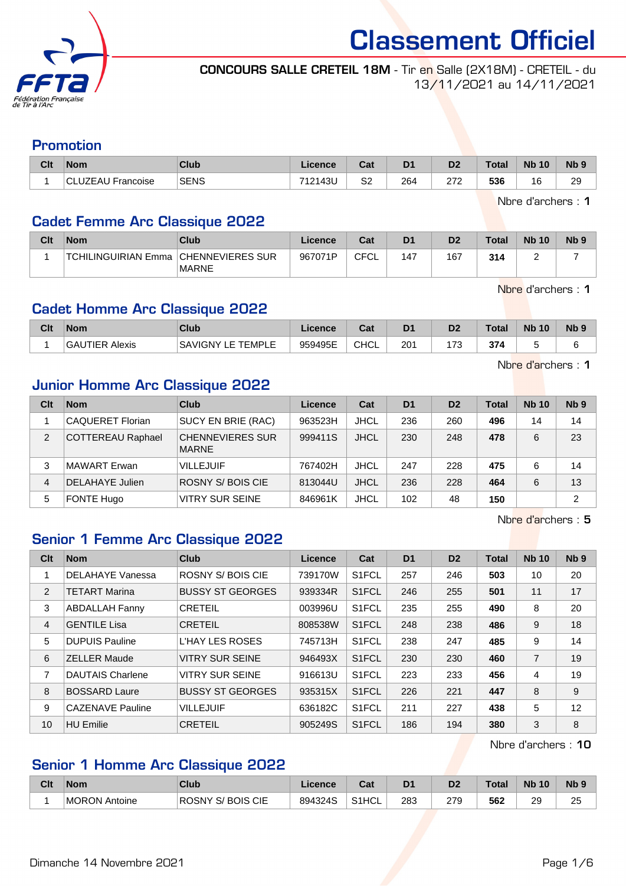# Classement Officiel

**CONCOURS SALLE CRETEIL 18M** - Tir en Salle (2X18M) - CRETEIL - du 13/11/2021 au 14/11/2021

## Promotion

| Clt | Nom | Club | Licence | Cat | D1 | D2 | Total | Nb 10 | Nb 9 |
|---|---|---|---|---|---|---|---|---|---|
| 1 | CLUZEAU Francoise | SENS | 712143U | S2 | 264 | 272 | **536** | 16 | 29 |

Nbre d'archers : **1**

## Cadet Femme Arc Classique 2022

| Clt | Nom | Club | Licence | Cat | D1 | D2 | Total | Nb 10 | Nb 9 |
|---|---|---|---|---|---|---|---|---|---|
| 1 | TCHILINGUIRIAN Emma | CHENNEVIERES SUR MARNE | 967071P | CFCL | 147 | 167 | **314** | 2 | 7 |

Nbre d'archers : **1**

## Cadet Homme Arc Classique 2022

| Clt | Nom | Club | Licence | Cat | D1 | D2 | Total | Nb 10 | Nb 9 |
|---|---|---|---|---|---|---|---|---|---|
| 1 | GAUTIER Alexis | SAVIGNY LE TEMPLE | 959495E | CHCL | 201 | 173 | **374** | 5 | 6 |

Nbre d'archers : **1**

## Junior Homme Arc Classique 2022

| Clt | Nom | Club | Licence | Cat | D1 | D2 | Total | Nb 10 | Nb 9 |
|---|---|---|---|---|---|---|---|---|---|
| 1 | CAQUERET Florian | SUCY EN BRIE (RAC) | 963523H | JHCL | 236 | 260 | **496** | 14 | 14 |
| 2 | COTTEREAU Raphael | CHENNEVIERES SUR MARNE | 999411S | JHCL | 230 | 248 | **478** | 6 | 23 |
| 3 | MAWART Erwan | VILLEJUIF | 767402H | JHCL | 247 | 228 | **475** | 6 | 14 |
| 4 | DELAHAYE Julien | ROSNY S/ BOIS CIE | 813044U | JHCL | 236 | 228 | **464** | 6 | 13 |
| 5 | FONTE Hugo | VITRY SUR SEINE | 846961K | JHCL | 102 | 48 | **150** | | 2 |

Nbre d'archers : **5**

## Senior 1 Femme Arc Classique 2022

| Clt | Nom | Club | Licence | Cat | D1 | D2 | Total | Nb 10 | Nb 9 |
|---|---|---|---|---|---|---|---|---|---|
| 1 | DELAHAYE Vanessa | ROSNY S/ BOIS CIE | 739170W | S1FCL | 257 | 246 | **503** | 10 | 20 |
| 2 | TETART Marina | BUSSY ST GEORGES | 939334R | S1FCL | 246 | 255 | **501** | 11 | 17 |
| 3 | ABDALLAH Fanny | CRETEIL | 003996U | S1FCL | 235 | 255 | **490** | 8 | 20 |
| 4 | GENTILE Lisa | CRETEIL | 808538W | S1FCL | 248 | 238 | **486** | 9 | 18 |
| 5 | DUPUIS Pauline | L'HAY LES ROSES | 745713H | S1FCL | 238 | 247 | **485** | 9 | 14 |
| 6 | ZELLER Maude | VITRY SUR SEINE | 946493X | S1FCL | 230 | 230 | **460** | 7 | 19 |
| 7 | DAUTAIS Charlene | VITRY SUR SEINE | 916613U | S1FCL | 223 | 233 | **456** | 4 | 19 |
| 8 | BOSSARD Laure | BUSSY ST GEORGES | 935315X | S1FCL | 226 | 221 | **447** | 8 | 9 |
| 9 | CAZENAVE Pauline | VILLEJUIF | 636182C | S1FCL | 211 | 227 | **438** | 5 | 12 |
| 10 | HU Emilie | CRETEIL | 905249S | S1FCL | 186 | 194 | **380** | 3 | 8 |

Nbre d'archers : **10**

## Senior 1 Homme Arc Classique 2022

| Clt | Nom | Club | Licence | Cat | D1 | D2 | Total | Nb 10 | Nb 9 |
|---|---|---|---|---|---|---|---|---|---|
| 1 | MORON Antoine | ROSNY S/ BOIS CIE | 894324S | S1HCL | 283 | 279 | **562** | 29 | 25 |

Dimanche 14 Novembre 2021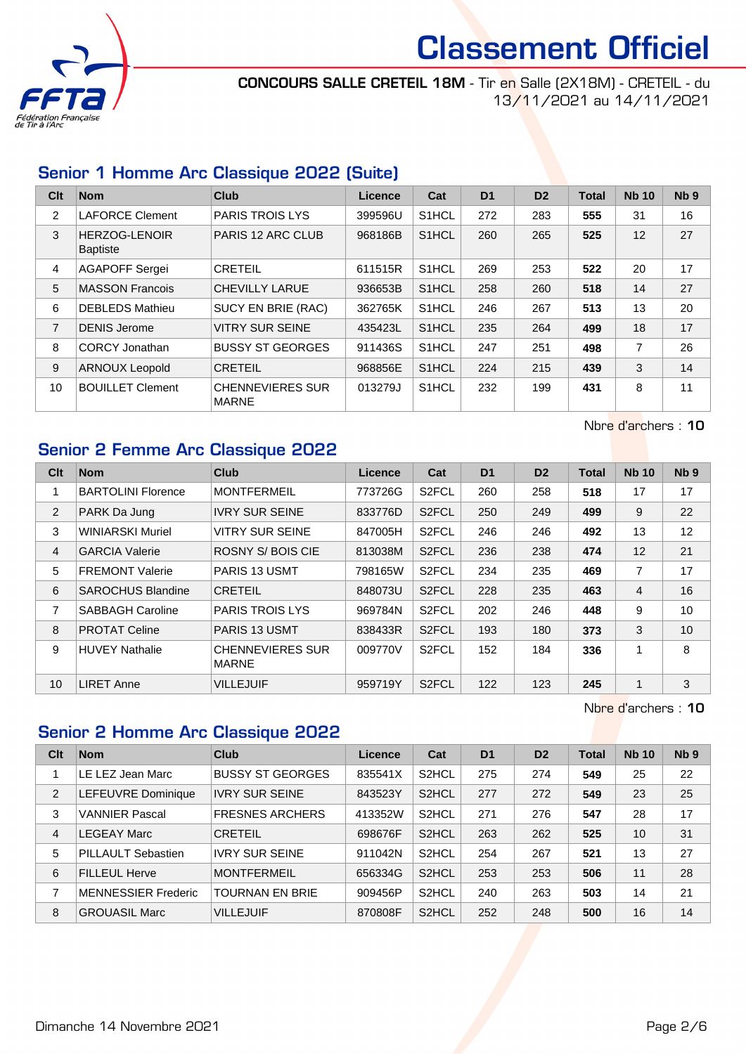# Classement Officiel

**CONCOURS SALLE CRETEIL 18M** - Tir en Salle (2X18M) - CRETEIL - du 13/11/2021 au 14/11/2021

## Senior 1 Homme Arc Classique 2022 (Suite)

| Clt | Nom | Club | Licence | Cat | D1 | D2 | Total | Nb 10 | Nb 9 |
|---|---|---|---|---|---|---|---|---|---|
| 2 | LAFORCE Clement | PARIS TROIS LYS | 399596U | S1HCL | 272 | 283 | **555** | 31 | 16 |
| 3 | HERZOG-LENOIR Baptiste | PARIS 12 ARC CLUB | 968186B | S1HCL | 260 | 265 | **525** | 12 | 27 |
| 4 | AGAPOFF Sergei | CRETEIL | 611515R | S1HCL | 269 | 253 | **522** | 20 | 17 |
| 5 | MASSON Francois | CHEVILLY LARUE | 936653B | S1HCL | 258 | 260 | **518** | 14 | 27 |
| 6 | DEBLEDS Mathieu | SUCY EN BRIE (RAC) | 362765K | S1HCL | 246 | 267 | **513** | 13 | 20 |
| 7 | DENIS Jerome | VITRY SUR SEINE | 435423L | S1HCL | 235 | 264 | **499** | 18 | 17 |
| 8 | CORCY Jonathan | BUSSY ST GEORGES | 911436S | S1HCL | 247 | 251 | **498** | 7 | 26 |
| 9 | ARNOUX Leopold | CRETEIL | 968856E | S1HCL | 224 | 215 | **439** | 3 | 14 |
| 10 | BOUILLET Clement | CHENNEVIERES SUR MARNE | 013279J | S1HCL | 232 | 199 | **431** | 8 | 11 |

Nbre d'archers : **10**

## Senior 2 Femme Arc Classique 2022

| Clt | Nom | Club | Licence | Cat | D1 | D2 | Total | Nb 10 | Nb 9 |
|---|---|---|---|---|---|---|---|---|---|
| 1 | BARTOLINI Florence | MONTFERMEIL | 773726G | S2FCL | 260 | 258 | **518** | 17 | 17 |
| 2 | PARK Da Jung | IVRY SUR SEINE | 833776D | S2FCL | 250 | 249 | **499** | 9 | 22 |
| 3 | WINIARSKI Muriel | VITRY SUR SEINE | 847005H | S2FCL | 246 | 246 | **492** | 13 | 12 |
| 4 | GARCIA Valerie | ROSNY S/ BOIS CIE | 813038M | S2FCL | 236 | 238 | **474** | 12 | 21 |
| 5 | FREMONT Valerie | PARIS 13 USMT | 798165W | S2FCL | 234 | 235 | **469** | 7 | 17 |
| 6 | SAROCHUS Blandine | CRETEIL | 848073U | S2FCL | 228 | 235 | **463** | 4 | 16 |
| 7 | SABBAGH Caroline | PARIS TROIS LYS | 969784N | S2FCL | 202 | 246 | **448** | 9 | 10 |
| 8 | PROTAT Celine | PARIS 13 USMT | 838433R | S2FCL | 193 | 180 | **373** | 3 | 10 |
| 9 | HUVEY Nathalie | CHENNEVIERES SUR MARNE | 009770V | S2FCL | 152 | 184 | **336** | 1 | 8 |
| 10 | LIRET Anne | VILLEJUIF | 959719Y | S2FCL | 122 | 123 | **245** | 1 | 3 |

Nbre d'archers : **10**

## Senior 2 Homme Arc Classique 2022

| Clt | Nom | Club | Licence | Cat | D1 | D2 | Total | Nb 10 | Nb 9 |
|---|---|---|---|---|---|---|---|---|---|
| 1 | LE LEZ Jean Marc | BUSSY ST GEORGES | 835541X | S2HCL | 275 | 274 | **549** | 25 | 22 |
| 2 | LEFEUVRE Dominique | IVRY SUR SEINE | 843523Y | S2HCL | 277 | 272 | **549** | 23 | 25 |
| 3 | VANNIER Pascal | FRESNES ARCHERS | 413352W | S2HCL | 271 | 276 | **547** | 28 | 17 |
| 4 | LEGEAY Marc | CRETEIL | 698676F | S2HCL | 263 | 262 | **525** | 10 | 31 |
| 5 | PILLAULT Sebastien | IVRY SUR SEINE | 911042N | S2HCL | 254 | 267 | **521** | 13 | 27 |
| 6 | FILLEUL Herve | MONTFERMEIL | 656334G | S2HCL | 253 | 253 | **506** | 11 | 28 |
| 7 | MENNESSIER Frederic | TOURNAN EN BRIE | 909456P | S2HCL | 240 | 263 | **503** | 14 | 21 |
| 8 | GROUASIL Marc | VILLEJUIF | 870808F | S2HCL | 252 | 248 | **500** | 16 | 14 |

Dimanche 14 Novembre 2021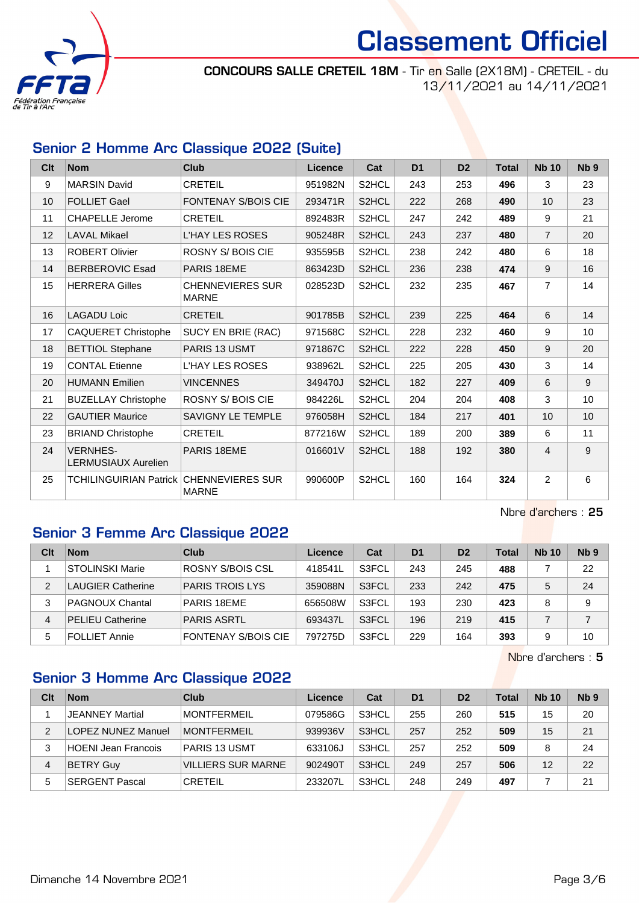# Classement Officiel

**CONCOURS SALLE CRETEIL 18M** - Tir en Salle (2X18M) - CRETEIL - du 13/11/2021 au 14/11/2021

## Senior 2 Homme Arc Classique 2022 (Suite)

| Clt | Nom | Club | Licence | Cat | D1 | D2 | Total | Nb 10 | Nb 9 |
|---|---|---|---|---|---|---|---|---|---|
| 9 | MARSIN David | CRETEIL | 951982N | S2HCL | 243 | 253 | **496** | 3 | 23 |
| 10 | FOLLIET Gael | FONTENAY S/BOIS CIE | 293471R | S2HCL | 222 | 268 | **490** | 10 | 23 |
| 11 | CHAPELLE Jerome | CRETEIL | 892483R | S2HCL | 247 | 242 | **489** | 9 | 21 |
| 12 | LAVAL Mikael | L'HAY LES ROSES | 905248R | S2HCL | 243 | 237 | **480** | 7 | 20 |
| 13 | ROBERT Olivier | ROSNY S/ BOIS CIE | 935595B | S2HCL | 238 | 242 | **480** | 6 | 18 |
| 14 | BERBEROVIC Esad | PARIS 18EME | 863423D | S2HCL | 236 | 238 | **474** | 9 | 16 |
| 15 | HERRERA Gilles | CHENNEVIERES SUR MARNE | 028523D | S2HCL | 232 | 235 | **467** | 7 | 14 |
| 16 | LAGADU Loic | CRETEIL | 901785B | S2HCL | 239 | 225 | **464** | 6 | 14 |
| 17 | CAQUERET Christophe | SUCY EN BRIE (RAC) | 971568C | S2HCL | 228 | 232 | **460** | 9 | 10 |
| 18 | BETTIOL Stephane | PARIS 13 USMT | 971867C | S2HCL | 222 | 228 | **450** | 9 | 20 |
| 19 | CONTAL Etienne | L'HAY LES ROSES | 938962L | S2HCL | 225 | 205 | **430** | 3 | 14 |
| 20 | HUMANN Emilien | VINCENNES | 349470J | S2HCL | 182 | 227 | **409** | 6 | 9 |
| 21 | BUZELLAY Christophe | ROSNY S/ BOIS CIE | 984226L | S2HCL | 204 | 204 | **408** | 3 | 10 |
| 22 | GAUTIER Maurice | SAVIGNY LE TEMPLE | 976058H | S2HCL | 184 | 217 | **401** | 10 | 10 |
| 23 | BRIAND Christophe | CRETEIL | 877216W | S2HCL | 189 | 200 | **389** | 6 | 11 |
| 24 | VERNHES-LERMUSIAUX Aurelien | PARIS 18EME | 016601V | S2HCL | 188 | 192 | **380** | 4 | 9 |
| 25 | TCHILINGUIRIAN Patrick | CHENNEVIERES SUR MARNE | 990600P | S2HCL | 160 | 164 | **324** | 2 | 6 |

Nbre d'archers : **25**

## Senior 3 Femme Arc Classique 2022

| Clt | Nom | Club | Licence | Cat | D1 | D2 | Total | Nb 10 | Nb 9 |
|---|---|---|---|---|---|---|---|---|---|
| 1 | STOLINSKI Marie | ROSNY S/BOIS CSL | 418541L | S3FCL | 243 | 245 | **488** | 7 | 22 |
| 2 | LAUGIER Catherine | PARIS TROIS LYS | 359088N | S3FCL | 233 | 242 | **475** | 5 | 24 |
| 3 | PAGNOUX Chantal | PARIS 18EME | 656508W | S3FCL | 193 | 230 | **423** | 8 | 9 |
| 4 | PELIEU Catherine | PARIS ASRTL | 693437L | S3FCL | 196 | 219 | **415** | 7 | 7 |
| 5 | FOLLIET Annie | FONTENAY S/BOIS CIE | 797275D | S3FCL | 229 | 164 | **393** | 9 | 10 |

Nbre d'archers : **5**

## Senior 3 Homme Arc Classique 2022

| Clt | Nom | Club | Licence | Cat | D1 | D2 | Total | Nb 10 | Nb 9 |
|---|---|---|---|---|---|---|---|---|---|
| 1 | JEANNEY Martial | MONTFERMEIL | 079586G | S3HCL | 255 | 260 | **515** | 15 | 20 |
| 2 | LOPEZ NUNEZ Manuel | MONTFERMEIL | 939936V | S3HCL | 257 | 252 | **509** | 15 | 21 |
| 3 | HOENI Jean Francois | PARIS 13 USMT | 633106J | S3HCL | 257 | 252 | **509** | 8 | 24 |
| 4 | BETRY Guy | VILLIERS SUR MARNE | 902490T | S3HCL | 249 | 257 | **506** | 12 | 22 |
| 5 | SERGENT Pascal | CRETEIL | 233207L | S3HCL | 248 | 249 | **497** | 7 | 21 |

Dimanche 14 Novembre 2021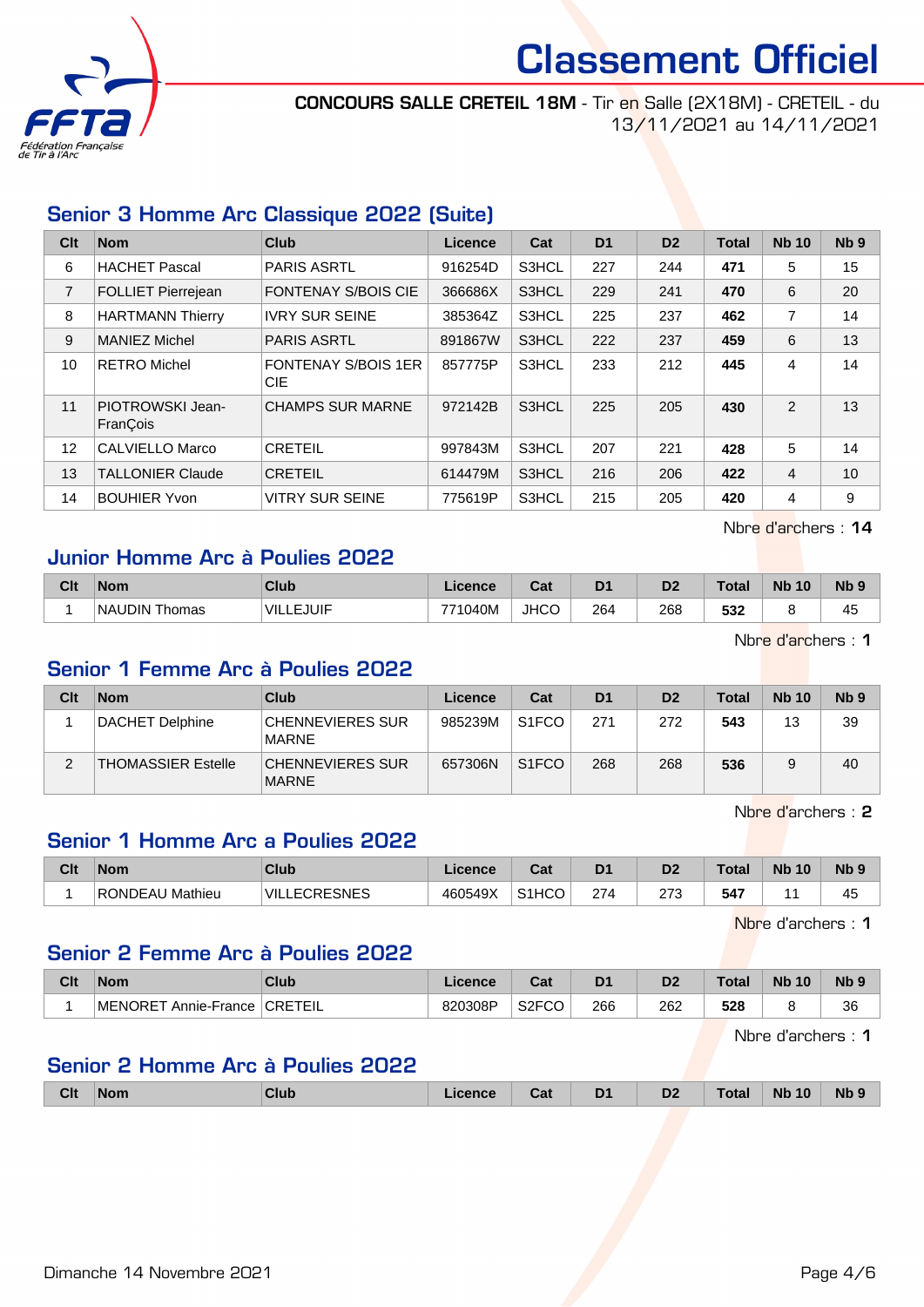# Classement Officiel

**CONCOURS SALLE CRETEIL 18M** - Tir en Salle (2X18M) - CRETEIL - du 13/11/2021 au 14/11/2021

## Senior 3 Homme Arc Classique 2022 (Suite)

| Clt | Nom | Club | Licence | Cat | D1 | D2 | Total | Nb 10 | Nb 9 |
|---|---|---|---|---|---|---|---|---|---|
| 6 | HACHET Pascal | PARIS ASRTL | 916254D | S3HCL | 227 | 244 | **471** | 5 | 15 |
| 7 | FOLLIET Pierrejean | FONTENAY S/BOIS CIE | 366686X | S3HCL | 229 | 241 | **470** | 6 | 20 |
| 8 | HARTMANN Thierry | IVRY SUR SEINE | 385364Z | S3HCL | 225 | 237 | **462** | 7 | 14 |
| 9 | MANIEZ Michel | PARIS ASRTL | 891867W | S3HCL | 222 | 237 | **459** | 6 | 13 |
| 10 | RETRO Michel | FONTENAY S/BOIS 1ER CIE | 857775P | S3HCL | 233 | 212 | **445** | 4 | 14 |
| 11 | PIOTROWSKI Jean-FranÇois | CHAMPS SUR MARNE | 972142B | S3HCL | 225 | 205 | **430** | 2 | 13 |
| 12 | CALVIELLO Marco | CRETEIL | 997843M | S3HCL | 207 | 221 | **428** | 5 | 14 |
| 13 | TALLONIER Claude | CRETEIL | 614479M | S3HCL | 216 | 206 | **422** | 4 | 10 |
| 14 | BOUHIER Yvon | VITRY SUR SEINE | 775619P | S3HCL | 215 | 205 | **420** | 4 | 9 |

Nbre d'archers : **14**

## Junior Homme Arc à Poulies 2022

| Clt | Nom | Club | Licence | Cat | D1 | D2 | Total | Nb 10 | Nb 9 |
|---|---|---|---|---|---|---|---|---|---|
| 1 | NAUDIN Thomas | VILLEJUIF | 771040M | JHCO | 264 | 268 | **532** | 8 | 45 |

Nbre d'archers : **1**

## Senior 1 Femme Arc à Poulies 2022

| Clt | Nom | Club | Licence | Cat | D1 | D2 | Total | Nb 10 | Nb 9 |
|---|---|---|---|---|---|---|---|---|---|
| 1 | DACHET Delphine | CHENNEVIERES SUR MARNE | 985239M | S1FCO | 271 | 272 | **543** | 13 | 39 |
| 2 | THOMASSIER Estelle | CHENNEVIERES SUR MARNE | 657306N | S1FCO | 268 | 268 | **536** | 9 | 40 |

Nbre d'archers : **2**

## Senior 1 Homme Arc a Poulies 2022

| Clt | Nom | Club | Licence | Cat | D1 | D2 | Total | Nb 10 | Nb 9 |
|---|---|---|---|---|---|---|---|---|---|
| 1 | RONDEAU Mathieu | VILLECRESNES | 460549X | S1HCO | 274 | 273 | **547** | 11 | 45 |

Nbre d'archers : **1**

## Senior 2 Femme Arc à Poulies 2022

| Clt | Nom | Club | Licence | Cat | D1 | D2 | Total | Nb 10 | Nb 9 |
|---|---|---|---|---|---|---|---|---|---|
| 1 | MENORET Annie-France | CRETEIL | 820308P | S2FCO | 266 | 262 | **528** | 8 | 36 |

Nbre d'archers : **1**

## Senior 2 Homme Arc à Poulies 2022

| Clt | Nom | Club | Licence | Cat | D1 | D2 | Total | Nb 10 | Nb 9 |
|---|---|---|---|---|---|---|---|---|---|

Dimanche 14 Novembre 2021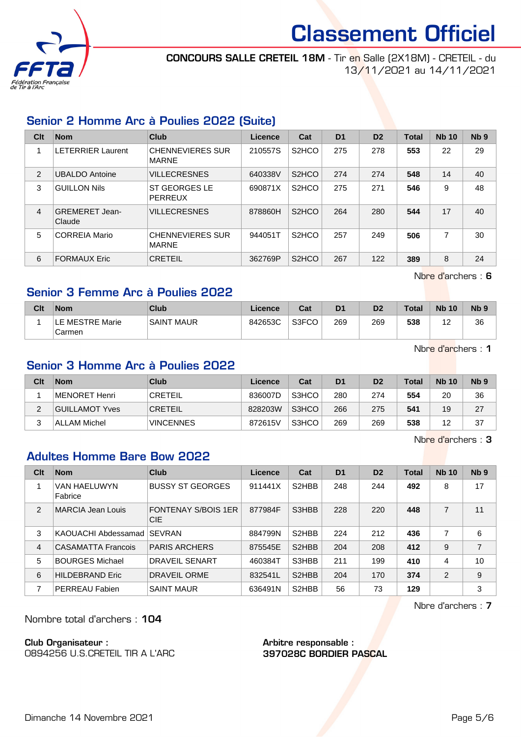# Classement Officiel

**CONCOURS SALLE CRETEIL 18M** - Tir en Salle (2X18M) - CRETEIL - du 13/11/2021 au 14/11/2021

## Senior 2 Homme Arc à Poulies 2022 (Suite)

| Clt | Nom | Club | Licence | Cat | D1 | D2 | Total | Nb 10 | Nb 9 |
|---|---|---|---|---|---|---|---|---|---|
| 1 | LETERRIER Laurent | CHENNEVIERES SUR MARNE | 210557S | S2HCO | 275 | 278 | **553** | 22 | 29 |
| 2 | UBALDO Antoine | VILLECRESNES | 640338V | S2HCO | 274 | 274 | **548** | 14 | 40 |
| 3 | GUILLON Nils | ST GEORGES LE PERREUX | 690871X | S2HCO | 275 | 271 | **546** | 9 | 48 |
| 4 | GREMERET Jean-Claude | VILLECRESNES | 878860H | S2HCO | 264 | 280 | **544** | 17 | 40 |
| 5 | CORREIA Mario | CHENNEVIERES SUR MARNE | 944051T | S2HCO | 257 | 249 | **506** | 7 | 30 |
| 6 | FORMAUX Eric | CRETEIL | 362769P | S2HCO | 267 | 122 | **389** | 8 | 24 |

Nbre d'archers : **6**

## Senior 3 Femme Arc à Poulies 2022

| Clt | Nom | Club | Licence | Cat | D1 | D2 | Total | Nb 10 | Nb 9 |
|---|---|---|---|---|---|---|---|---|---|
| 1 | LE MESTRE Marie Carmen | SAINT MAUR | 842653C | S3FCO | 269 | 269 | **538** | 12 | 36 |

Nbre d'archers : **1**

## Senior 3 Homme Arc à Poulies 2022

| Clt | Nom | Club | Licence | Cat | D1 | D2 | Total | Nb 10 | Nb 9 |
|---|---|---|---|---|---|---|---|---|---|
| 1 | MENORET Henri | CRETEIL | 836007D | S3HCO | 280 | 274 | **554** | 20 | 36 |
| 2 | GUILLAMOT Yves | CRETEIL | 828203W | S3HCO | 266 | 275 | **541** | 19 | 27 |
| 3 | ALLAM Michel | VINCENNES | 872615V | S3HCO | 269 | 269 | **538** | 12 | 37 |

Nbre d'archers : **3**

## Adultes Homme Bare Bow 2022

| Clt | Nom | Club | Licence | Cat | D1 | D2 | Total | Nb 10 | Nb 9 |
|---|---|---|---|---|---|---|---|---|---|
| 1 | VAN HAELUWYN Fabrice | BUSSY ST GEORGES | 911441X | S2HBB | 248 | 244 | **492** | 8 | 17 |
| 2 | MARCIA Jean Louis | FONTENAY S/BOIS 1ER CIE | 877984F | S3HBB | 228 | 220 | **448** | 7 | 11 |
| 3 | KAOUACHI Abdessamad | SEVRAN | 884799N | S2HBB | 224 | 212 | **436** | 7 | 6 |
| 4 | CASAMATTA Francois | PARIS ARCHERS | 875545E | S2HBB | 204 | 208 | **412** | 9 | 7 |
| 5 | BOURGES Michael | DRAVEIL SENART | 460384T | S3HBB | 211 | 199 | **410** | 4 | 10 |
| 6 | HILDEBRAND Eric | DRAVEIL ORME | 832541L | S2HBB | 204 | 170 | **374** | 2 | 9 |
| 7 | PERREAU Fabien | SAINT MAUR | 636491N | S2HBB | 56 | 73 | **129** | | 3 |

Nbre d'archers : **7**

Nombre total d'archers : **104**

**Club Organisateur :**
0894256 U.S.CRETEIL TIR A L'ARC

**Arbitre responsable :**
**397028C BORDIER PASCAL**

Dimanche 14 Novembre 2021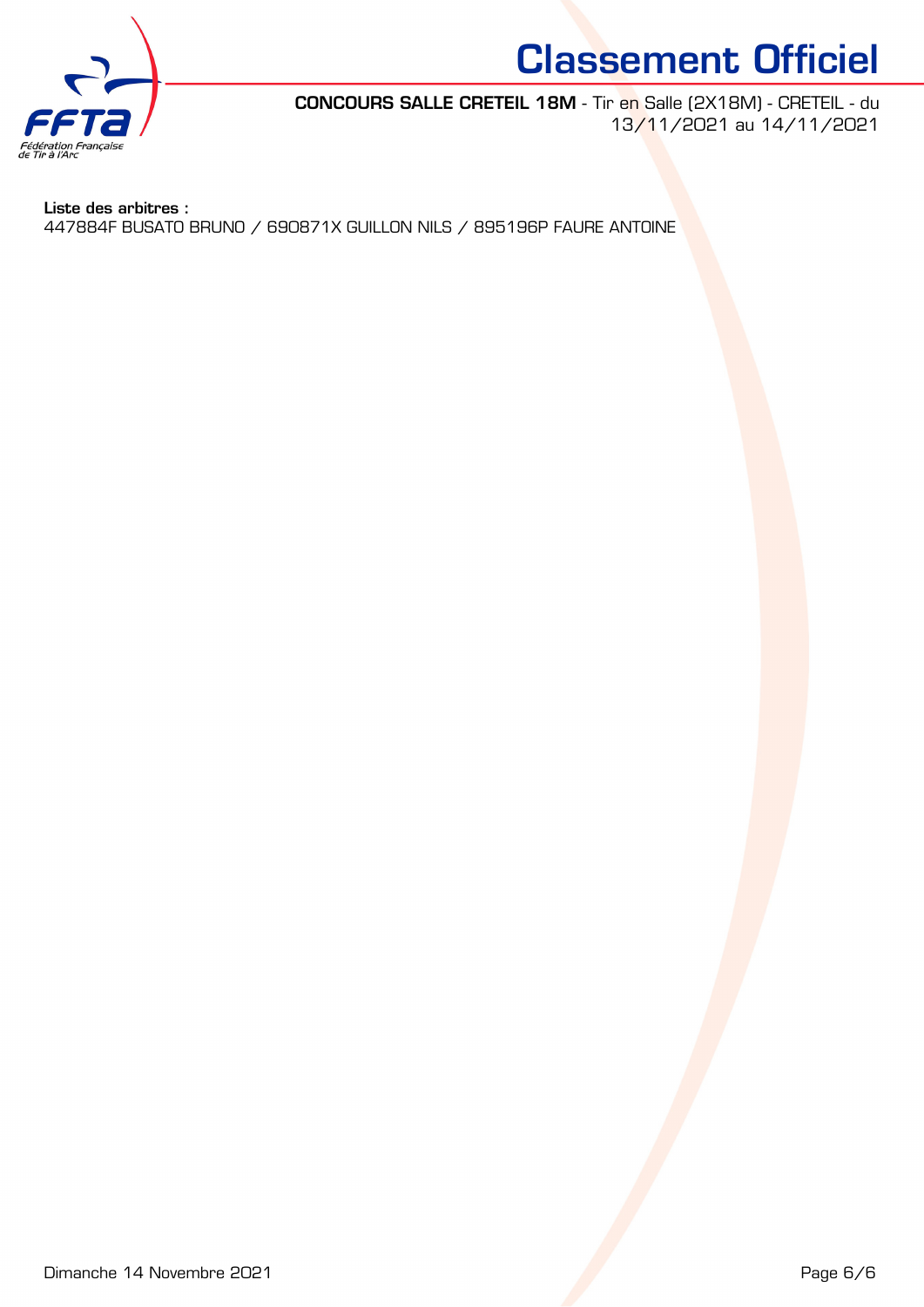# Classement Officiel

**CONCOURS SALLE CRETEIL 18M** - Tir en Salle (2X18M) - CRETEIL - du 13/11/2021 au 14/11/2021

**Liste des arbitres :**
447884F BUSATO BRUNO / 690871X GUILLON NILS / 895196P FAURE ANTOINE

Dimanche 14 Novembre 2021